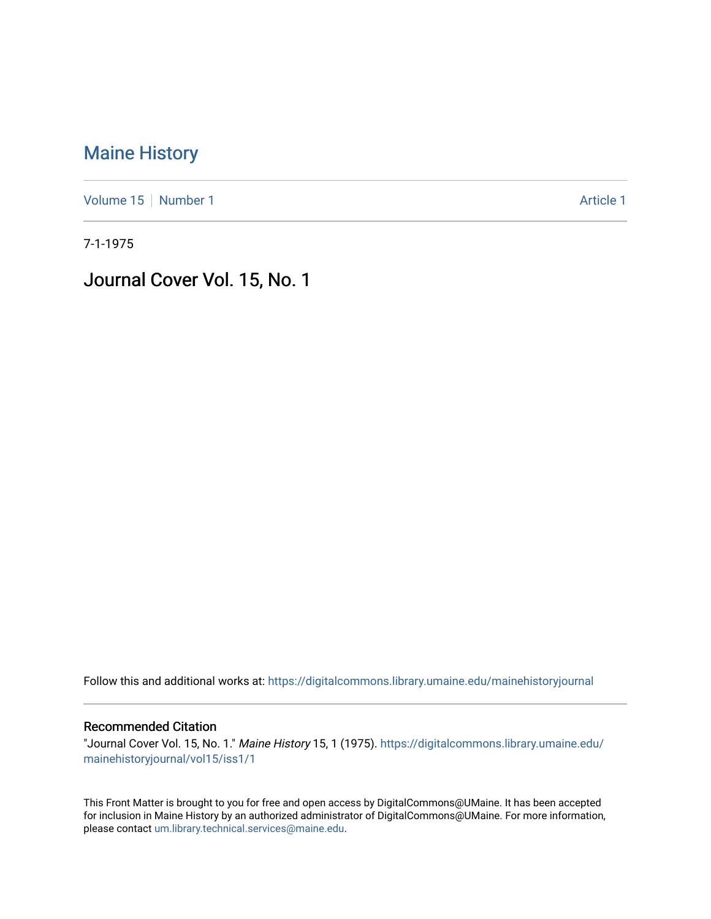# Maine History

Volume 15 | Number 1 — Article 1

7-1-1975

## Journal Cover Vol. 15, No. 1

Follow this and additional works at: https://digitalcommons.library.umaine.edu/mainehistoryjournal

### Recommended Citation

"Journal Cover Vol. 15, No. 1." *Maine History* 15, 1 (1975). https://digitalcommons.library.umaine.edu/mainehistoryjournal/vol15/iss1/1

This Front Matter is brought to you for free and open access by DigitalCommons@UMaine. It has been accepted for inclusion in Maine History by an authorized administrator of DigitalCommons@UMaine. For more information, please contact um.library.technical.services@maine.edu.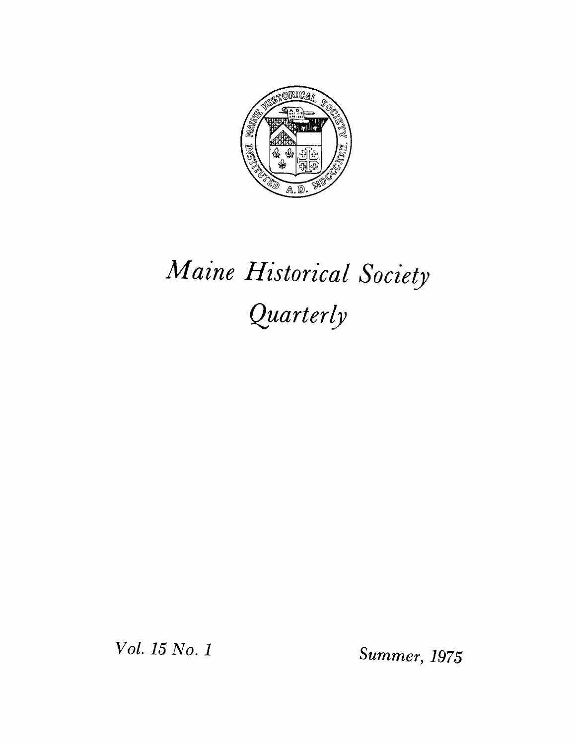# *Maine Historical Society Quarterly*

*Vol. 15 No. 1*

*Summer, 1975*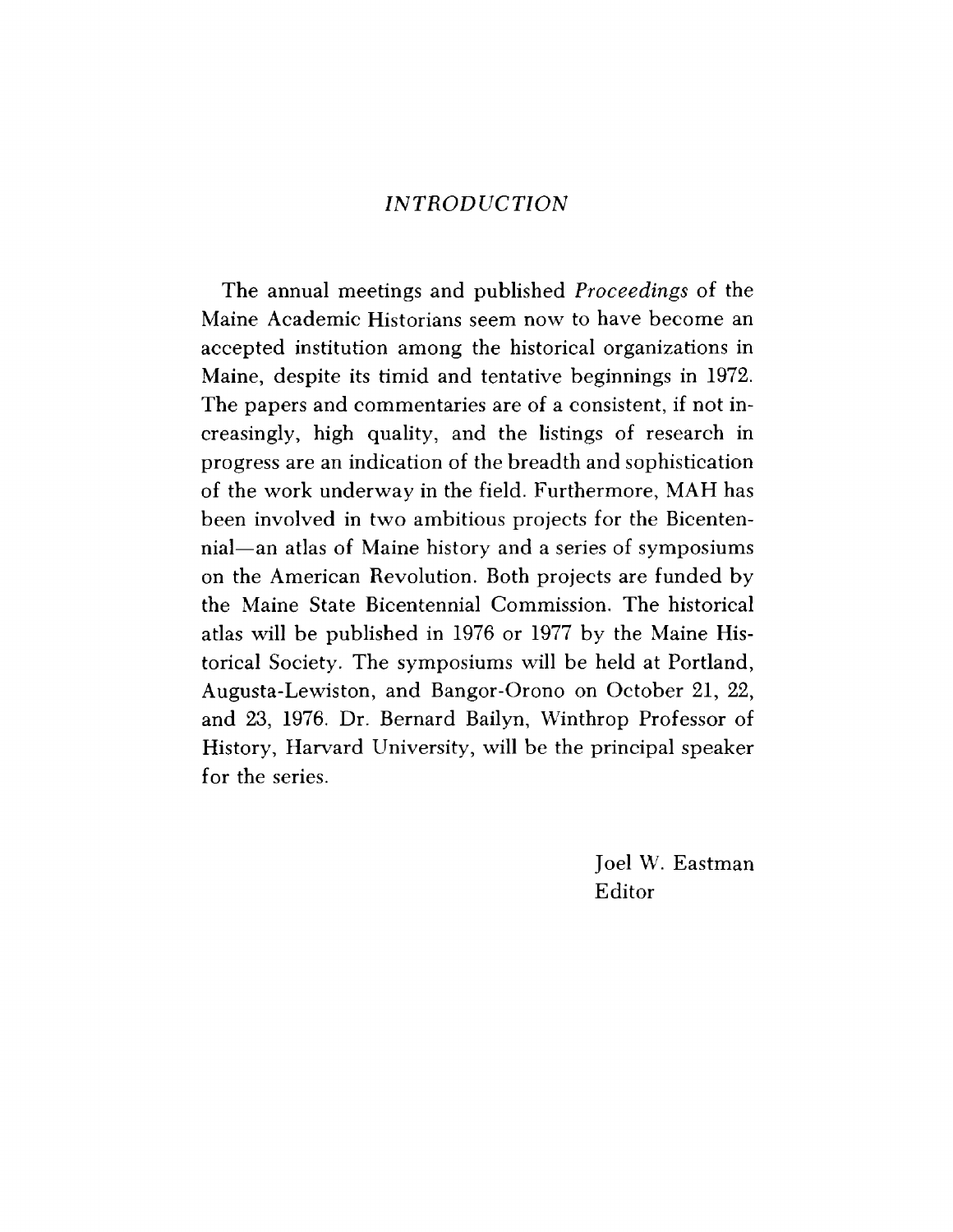# *INTRODUCTION*

The annual meetings and published *Proceedings* of the Maine Academic Historians seem now to have become an accepted institution among the historical organizations in Maine, despite its timid and tentative beginnings in 1972. The papers and commentaries are of a consistent, if not increasingly, high quality, and the listings of research in progress are an indication of the breadth and sophistication of the work underway in the field. Furthermore, MAH has been involved in two ambitious projects for the Bicentennial—an atlas of Maine history and a series of symposiums on the American Revolution. Both projects are funded by the Maine State Bicentennial Commission. The historical atlas will be published in 1976 or 1977 by the Maine Historical Society. The symposiums will be held at Portland, Augusta-Lewiston, and Bangor-Orono on October 21, 22, and 23, 1976. Dr. Bernard Bailyn, Winthrop Professor of History, Harvard University, will be the principal speaker for the series.

Joel W. Eastman
Editor